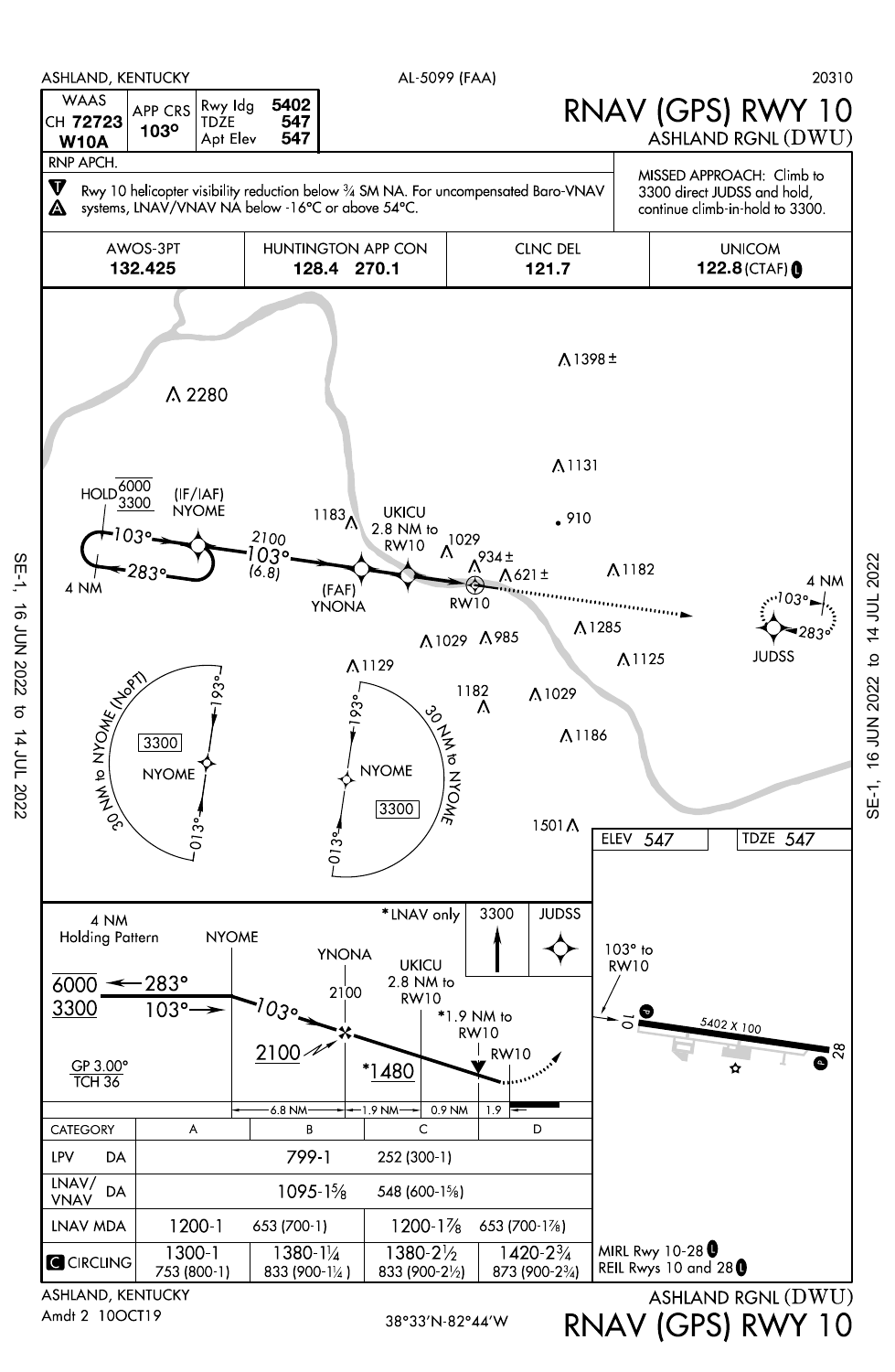ASHLAND, KENTUCKY — AL-5099 (FAA) — 20310

# RNAV (GPS) RWY 10

**ASHLAND RGNL (DWU)**

| WAAS CH 72723 W10A | APP CRS 103° | Rwy ldg 5402 | TDZE 547 | Apt Elev 547 |
|---|---|---|---|---|

RNP APCH.

Rwy 10 helicopter visibility reduction below ¾ SM NA. For uncompensated Baro-VNAV systems, LNAV/VNAV NA below -16°C or above 54°C.

MISSED APPROACH: Climb to 3300 direct JUDSS and hold, continue climb-in-hold to 3300.

| AWOS-3PT | HUNTINGTON APP CON | CLNC DEL | UNICOM |
|---|---|---|---|
| 132.425 | 128.4 270.1 | 121.7 | 122.8 (CTAF) |

HOLD 6000 / 3300 (IF/IAF) NYOME 103° 283° 4 NM

2100 103° (6.8) (FAF) YNONA — UKICU 2.8 NM to RW10 — RW10

JUDSS 103° 283° 4 NM

30 NM to NYOME (NoPT) 3300 NYOME 193° 013°

30 NM to NYOME 3300 NYOME 193° 013°

Obstacles: 2280, 1398±, 1131, 910, 1183, 1029, 934±, 621±, 1182, 1285, 1125, 1029, 985, 1129, 1182, 1029, 1186, 1501

ELEV 547 TDZE 547

4 NM Holding Pattern 6000 / 3300 283° 103° NYOME — 103° — YNONA 2100 — UKICU 2.8 NM to RW10 — *1.9 NM to RW10 — RW10

*LNAV only — 3300 — JUDSS

2100 — *1480 — GP 3.00° TCH 36

6.8 NM — 1.9 NM — 0.9 NM — 1.9

103° to RW10 — 5402 X 100 — 10 — 28

| CATEGORY | A | B | C | D |
|---|---|---|---|---|
| LPV DA | 799-1 252 (300-1) | | | |
| LNAV/VNAV DA | 1095-1⅝ 548 (600-1⅝) | | | |
| LNAV MDA | 1200-1 653 (700-1) | | 1200-1⅞ 653 (700-1⅞) | |
| CIRCLING | 1300-1 753 (800-1) | 1380-1¼ 833 (900-1¼) | 1380-2½ 833 (900-2½) | 1420-2¾ 873 (900-2¾) |

MIRL Rwy 10-28

REIL Rwys 10 and 28

ASHLAND, KENTUCKY

Amdt 2 10OCT19

38°33′N-82°44′W

ASHLAND RGNL (DWU)

RNAV (GPS) RWY 10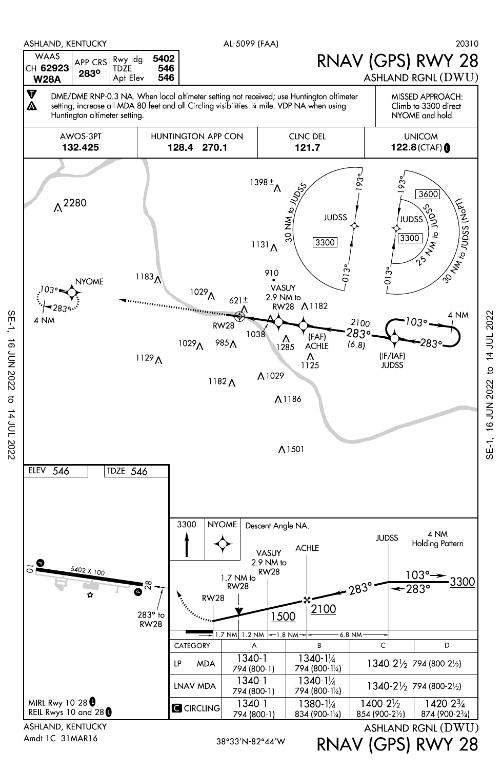ASHLAND, KENTUCKY

AL-5099 (FAA)

20310

# RNAV (GPS) RWY 28

ASHLAND RGNL (DWU)

| WAAS CH 62923 W28A | APP CRS 283° | Rwy ldg 5402 | TDZE 546 | Apt Elev 546 |
|---|---|---|---|---|

DME/DME RNP-0.3 NA. When local altimeter setting not received; use Huntington altimeter setting, increase all MDA 80 feet and all Circling visibilities ¼ mile. VDP NA when using Huntington altimeter setting.

MISSED APPROACH: Climb to 3300 direct NYOME and hold.

| AWOS-3PT | HUNTINGTON APP CON | CLNC DEL | UNICOM |
|---|---|---|---|
| 132.425 | 128.4 270.1 | 121.7 | 122.8 (CTAF) L |

1398±
2280
1131
910
VASUY
2.9 NM to RW28
1182
30 NM to JUDSS
JUDSS
3300
193°
013°
3600
25 NM to JUDSS
30 NM to JUDSS (NoPT)
NYOME
103°
283°
4 NM
1183
1029
621±
RW28
1038
1285
(FAF) ACHLE
1125
2100
283°
(6.8)
(IF/IAF) JUDSS
103°
283°
4 NM
1029
985
1129
1182
1029
1186
1501

ELEV 546 TDZE 546

5402 X 100

10

28

283° to RW28

MIRL Rwy 10-28 L
REIL Rwys 10 and 28 L

3300 NYOME

Descent Angle NA.

VASUY 2.9 NM to RW28
ACHLE
JUDSS
4 NM Holding Pattern
1.7 NM to RW28
RW28
1500
2100
283°
103°
283°
3300
1.7 NM | 1.2 NM | 1.8 NM | 6.8 NM

| CATEGORY | A | B | C | D |
|---|---|---|---|---|
| LP MDA | 1340-1 794 (800-1) | 1340-1¼ 794 (800-1¼) | 1340-2½ 794 (800-2½) | |
| LNAV MDA | 1340-1 794 (800-1) | 1340-1¼ 794 (800-1¼) | 1340-2½ 794 (800-2½) | |
| C CIRCLING | 1340-1 794 (800-1) | 1380-1¼ 834 (900-1¼) | 1400-2½ 854 (900-2½) | 1420-2¾ 874 (900-2¾) |

ASHLAND, KENTUCKY
Amdt 1C 31MAR16

38°33′N-82°44′W

ASHLAND RGNL (DWU)
RNAV (GPS) RWY 28